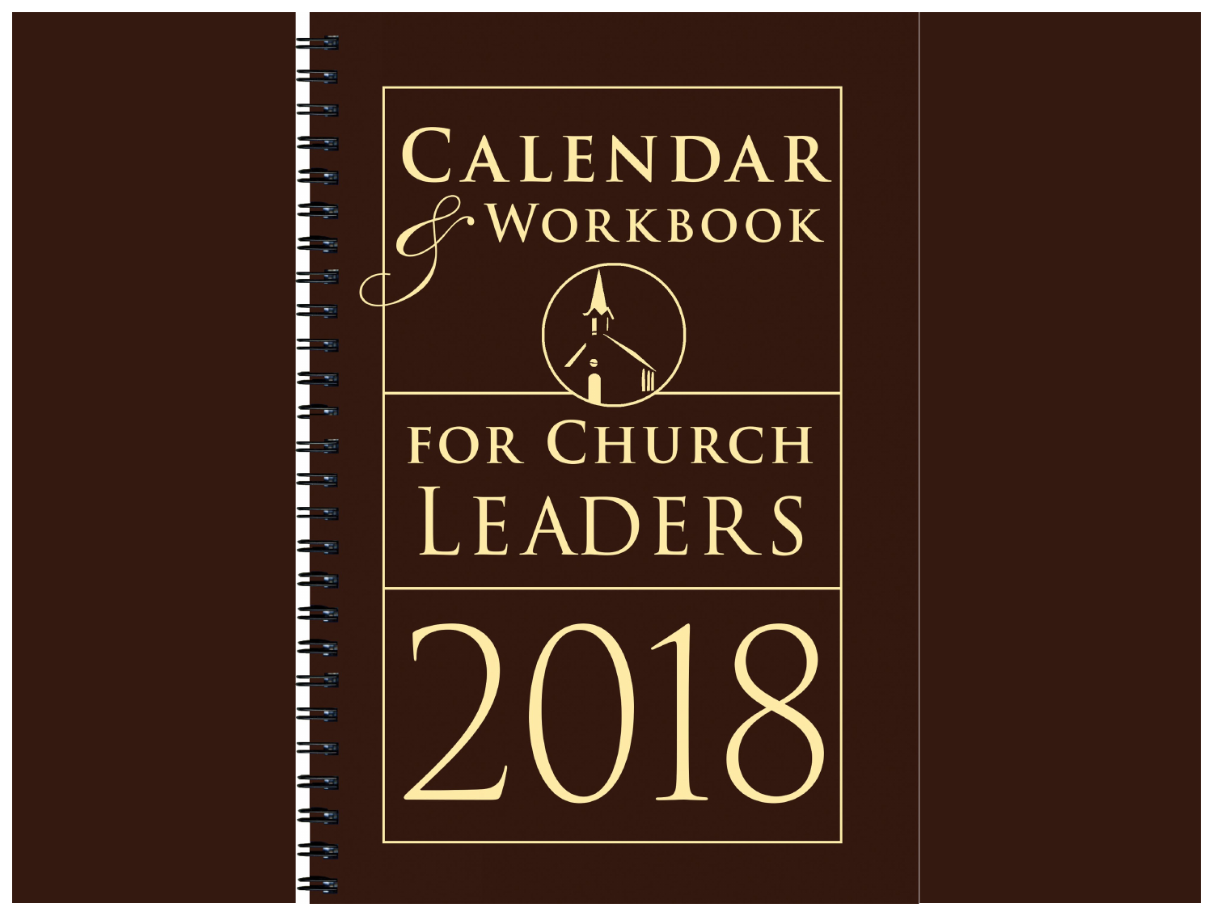# Calendar & Workbook for Church Leaders 2018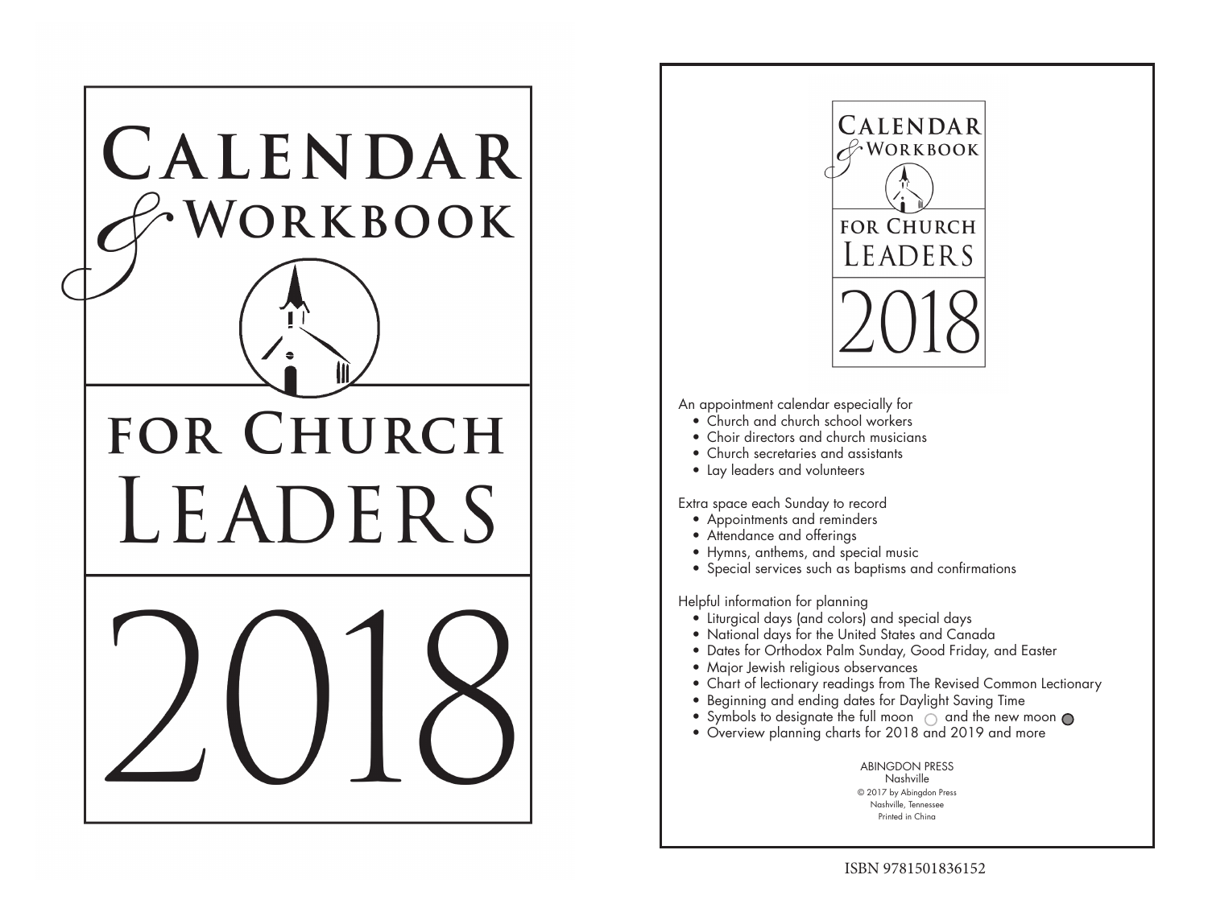# Calendar & Workbook for Church Leaders 2018

# Calendar & Workbook for Church Leaders 2018

An appointment calendar especially for

- Church and church school workers
- Choir directors and church musicians
- Church secretaries and assistants
- Lay leaders and volunteers

Extra space each Sunday to record

- Appointments and reminders
- Attendance and offerings
- Hymns, anthems, and special music
- Special services such as baptisms and confirmations

Helpful information for planning

- Liturgical days (and colors) and special days
- National days for the United States and Canada
- Dates for Orthodox Palm Sunday, Good Friday, and Easter
- Major Jewish religious observances
- Chart of lectionary readings from The Revised Common Lectionary
- Beginning and ending dates for Daylight Saving Time
- Symbols to designate the full moon ○ and the new moon ●
- Overview planning charts for 2018 and 2019 and more

ABINGDON PRESS
Nashville
© 2017 by Abingdon Press
Nashville, Tennessee
Printed in China

ISBN 9781501836152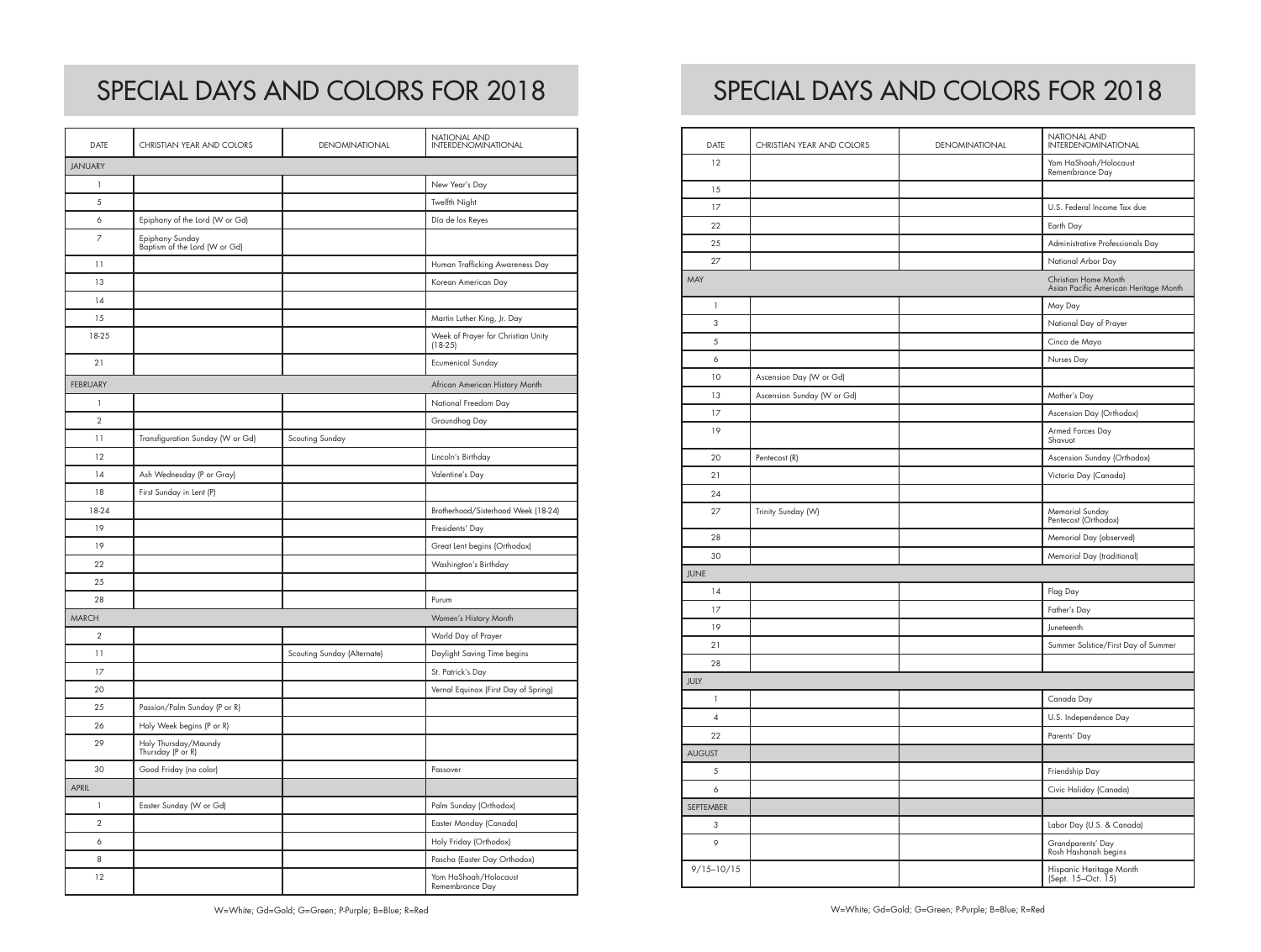# SPECIAL DAYS AND COLORS FOR 2018

| DATE | CHRISTIAN YEAR AND COLORS | DENOMINATIONAL | NATIONAL AND INTERDENOMINATIONAL |
|---|---|---|---|
| JANUARY | | | |
| 1 | | | New Year's Day |
| 5 | | | Twelfth Night |
| 6 | Epiphany of the Lord (W or Gd) | | Día de los Reyes |
| 7 | Epiphany Sunday<br>Baptism of the Lord (W or Gd) | | |
| 11 | | | Human Trafficking Awareness Day |
| 13 | | | Korean American Day |
| 14 | | | |
| 15 | | | Martin Luther King, Jr. Day |
| 18-25 | | | Week of Prayer for Christian Unity (18-25) |
| 21 | | | Ecumenical Sunday |
| FEBRUARY | | | African American History Month |
| 1 | | | National Freedom Day |
| 2 | | | Groundhog Day |
| 11 | Transfiguration Sunday (W or Gd) | Scouting Sunday | |
| 12 | | | Lincoln's Birthday |
| 14 | Ash Wednesday (P or Gray) | | Valentine's Day |
| 18 | First Sunday in Lent (P) | | |
| 18-24 | | | Brotherhood/Sisterhood Week (18-24) |
| 19 | | | Presidents' Day |
| 19 | | | Great Lent begins (Orthodox) |
| 22 | | | Washington's Birthday |
| 25 | | | |
| 28 | | | Purum |
| MARCH | | | Women's History Month |
| 2 | | | World Day of Prayer |
| 11 | | Scouting Sunday (Alternate) | Daylight Saving Time begins |
| 17 | | | St. Patrick's Day |
| 20 | | | Vernal Equinox (First Day of Spring) |
| 25 | Passion/Palm Sunday (P or R) | | |
| 26 | Holy Week begins (P or R) | | |
| 29 | Holy Thursday/Maundy Thursday (P or R) | | |
| 30 | Good Friday (no color) | | Passover |
| APRIL | | | |
| 1 | Easter Sunday (W or Gd) | | Palm Sunday (Orthodox) |
| 2 | | | Easter Monday (Canada) |
| 6 | | | Holy Friday (Orthodox) |
| 8 | | | Pascha (Easter Day Orthodox) |
| 12 | | | Yom HaShoah/Holocaust Remembrance Day |

W=White; Gd=Gold; G=Green; P-Purple; B=Blue; R=Red

# SPECIAL DAYS AND COLORS FOR 2018

| DATE | CHRISTIAN YEAR AND COLORS | DENOMINATIONAL | NATIONAL AND INTERDENOMINATIONAL |
|---|---|---|---|
| 12 | | | Yom HaShoah/Holocaust Remembrance Day |
| 15 | | | |
| 17 | | | U.S. Federal Income Tax due |
| 22 | | | Earth Day |
| 25 | | | Administrative Professionals Day |
| 27 | | | National Arbor Day |
| MAY | | | Christian Home Month<br>Asian Pacific American Heritage Month |
| 1 | | | May Day |
| 3 | | | National Day of Prayer |
| 5 | | | Cinco de Mayo |
| 6 | | | Nurses Day |
| 10 | Ascension Day (W or Gd) | | |
| 13 | Ascension Sunday (W or Gd) | | Mother's Day |
| 17 | | | Ascension Day (Orthodox) |
| 19 | | | Armed Forces Day<br>Shavuot |
| 20 | Pentecost (R) | | Ascension Sunday (Orthodox) |
| 21 | | | Victoria Day (Canada) |
| 24 | | | |
| 27 | Trinity Sunday (W) | | Memorial Sunday<br>Pentecost (Orthodox) |
| 28 | | | Memorial Day (observed) |
| 30 | | | Memorial Day (traditional) |
| JUNE | | | |
| 14 | | | Flag Day |
| 17 | | | Father's Day |
| 19 | | | Juneteenth |
| 21 | | | Summer Solstice/First Day of Summer |
| 28 | | | |
| JULY | | | |
| 1 | | | Canada Day |
| 4 | | | U.S. Independence Day |
| 22 | | | Parents' Day |
| AUGUST | | | |
| 5 | | | Friendship Day |
| 6 | | | Civic Holiday (Canada) |
| SEPTEMBER | | | |
| 3 | | | Labor Day (U.S. & Canada) |
| 9 | | | Grandparents' Day<br>Rosh Hashanah begins |
| 9/15–10/15 | | | Hispanic Heritage Month (Sept. 15–Oct. 15) |

W=White; Gd=Gold; G=Green; P-Purple; B=Blue; R=Red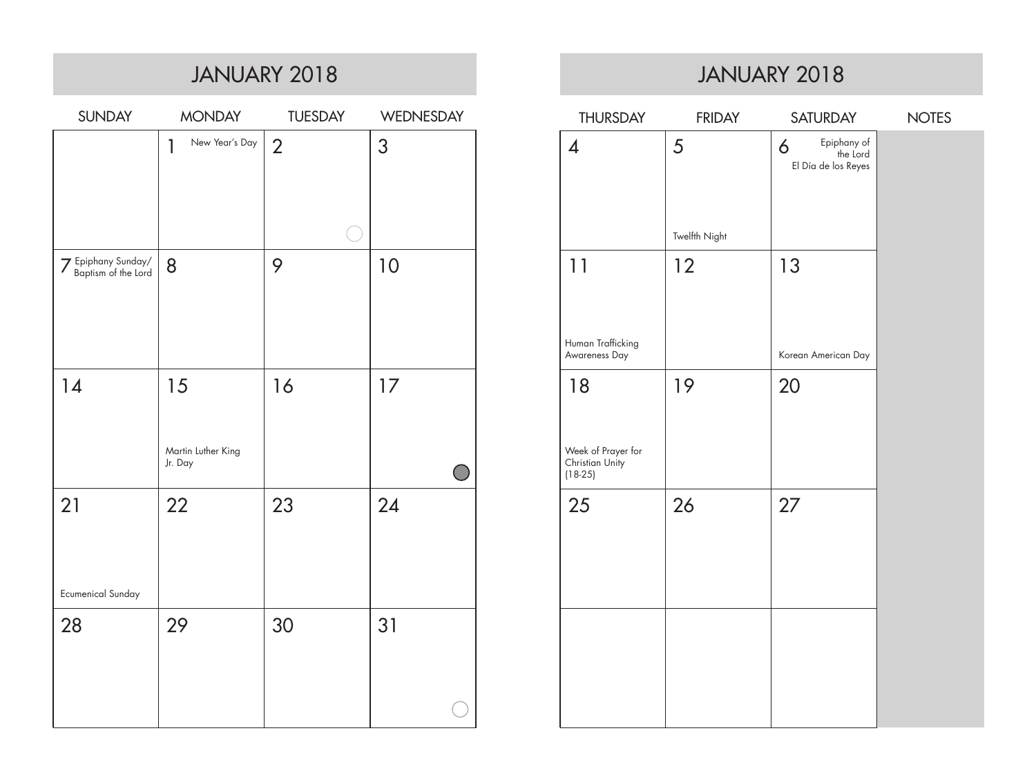## JANUARY 2018

| SUNDAY | MONDAY | TUESDAY | WEDNESDAY |
|---|---|---|---|
| | 1 New Year's Day | 2 | 3 |
| 7 Epiphany Sunday/ Baptism of the Lord | 8 | 9 | 10 |
| 14 | 15 Martin Luther King Jr. Day | 16 | 17 |
| 21 Ecumenical Sunday | 22 | 23 | 24 |
| 28 | 29 | 30 | 31 |

## JANUARY 2018

| THURSDAY | FRIDAY | SATURDAY | NOTES |
|---|---|---|---|
| 4 | 5 Twelfth Night | 6 Epiphany of the Lord El Día de los Reyes | |
| 11 Human Trafficking Awareness Day | 12 | 13 Korean American Day | |
| 18 Week of Prayer for Christian Unity (18-25) | 19 | 20 | |
| 25 | 26 | 27 | |
| | | | |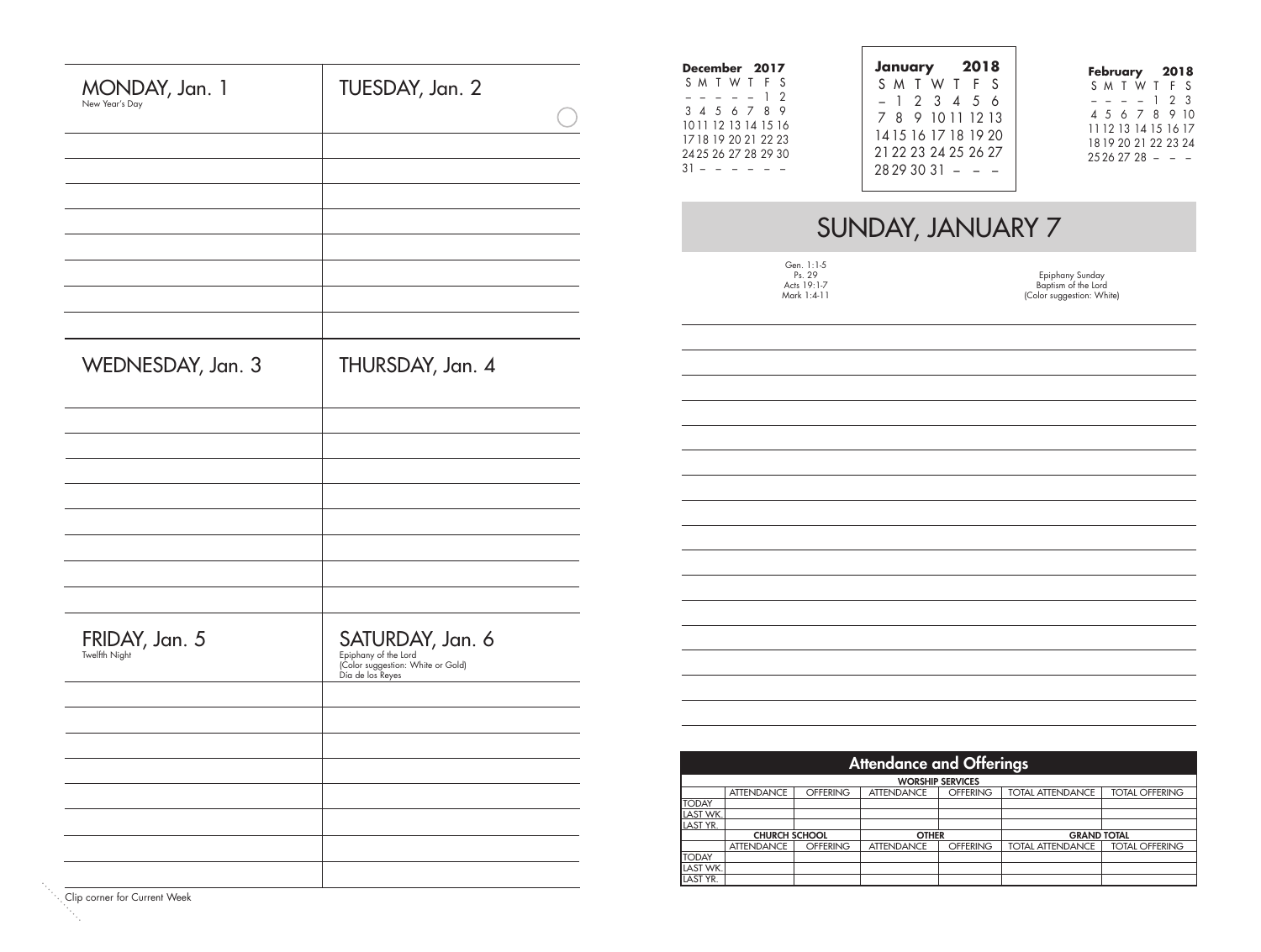## MONDAY, Jan. 1
New Year's Day

## TUESDAY, Jan. 2

## WEDNESDAY, Jan. 3

## THURSDAY, Jan. 4

## FRIDAY, Jan. 5
Twelfth Night

## SATURDAY, Jan. 6
Epiphany of the Lord
(Color suggestion: White or Gold)
Día de los Reyes

Clip corner for Current Week

**December 2017**

| S | M | T | W | T | F | S |
|---|---|---|---|---|---|---|
| – | – | – | – | – | 1 | 2 |
| 3 | 4 | 5 | 6 | 7 | 8 | 9 |
| 10 | 11 | 12 | 13 | 14 | 15 | 16 |
| 17 | 18 | 19 | 20 | 21 | 22 | 23 |
| 24 | 25 | 26 | 27 | 28 | 29 | 30 |
| 31 | – | – | – | – | – | – |

**January 2018**

| S | M | T | W | T | F | S |
|---|---|---|---|---|---|---|
| – | 1 | 2 | 3 | 4 | 5 | 6 |
| 7 | 8 | 9 | 10 | 11 | 12 | 13 |
| 14 | 15 | 16 | 17 | 18 | 19 | 20 |
| 21 | 22 | 23 | 24 | 25 | 26 | 27 |
| 28 | 29 | 30 | 31 | – | – | – |

**February 2018**

| S | M | T | W | T | F | S |
|---|---|---|---|---|---|---|
| – | – | – | – | 1 | 2 | 3 |
| 4 | 5 | 6 | 7 | 8 | 9 | 10 |
| 11 | 12 | 13 | 14 | 15 | 16 | 17 |
| 18 | 19 | 20 | 21 | 22 | 23 | 24 |
| 25 | 26 | 27 | 28 | – | – | – |

# SUNDAY, JANUARY 7

Gen. 1:1-5
Ps. 29
Acts 19:1-7
Mark 1:4-11

Epiphany Sunday
Baptism of the Lord
(Color suggestion: White)

## Attendance and Offerings

| | WORSHIP SERVICES | | | | | |
|---|---|---|---|---|---|---|
| | ATTENDANCE | OFFERING | ATTENDANCE | OFFERING | TOTAL ATTENDANCE | TOTAL OFFERING |
| TODAY | | | | | | |
| LAST WK. | | | | | | |
| LAST YR. | | | | | | |
| | CHURCH SCHOOL | | OTHER | | GRAND TOTAL | |
| | ATTENDANCE | OFFERING | ATTENDANCE | OFFERING | TOTAL ATTENDANCE | TOTAL OFFERING |
| TODAY | | | | | | |
| LAST WK. | | | | | | |
| LAST YR. | | | | | | |